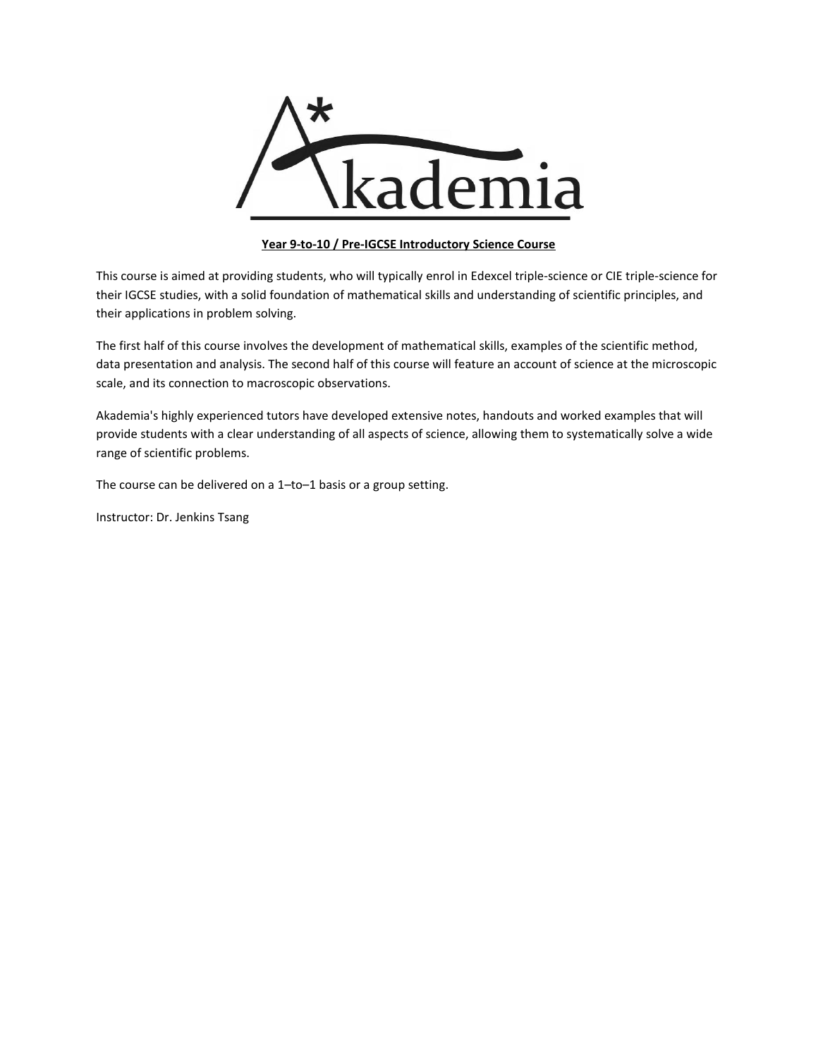**Year 9-to-10 / Pre-IGCSE Introductory Science Course**

This course is aimed at providing students, who will typically enrol in Edexcel triple-science or CIE triple-science for their IGCSE studies, with a solid foundation of mathematical skills and understanding of scientific principles, and their applications in problem solving.

The first half of this course involves the development of mathematical skills, examples of the scientific method, data presentation and analysis. The second half of this course will feature an account of science at the microscopic scale, and its connection to macroscopic observations.

Akademia's highly experienced tutors have developed extensive notes, handouts and worked examples that will provide students with a clear understanding of all aspects of science, allowing them to systematically solve a wide range of scientific problems.

The course can be delivered on a 1–to–1 basis or a group setting.

Instructor: Dr. Jenkins Tsang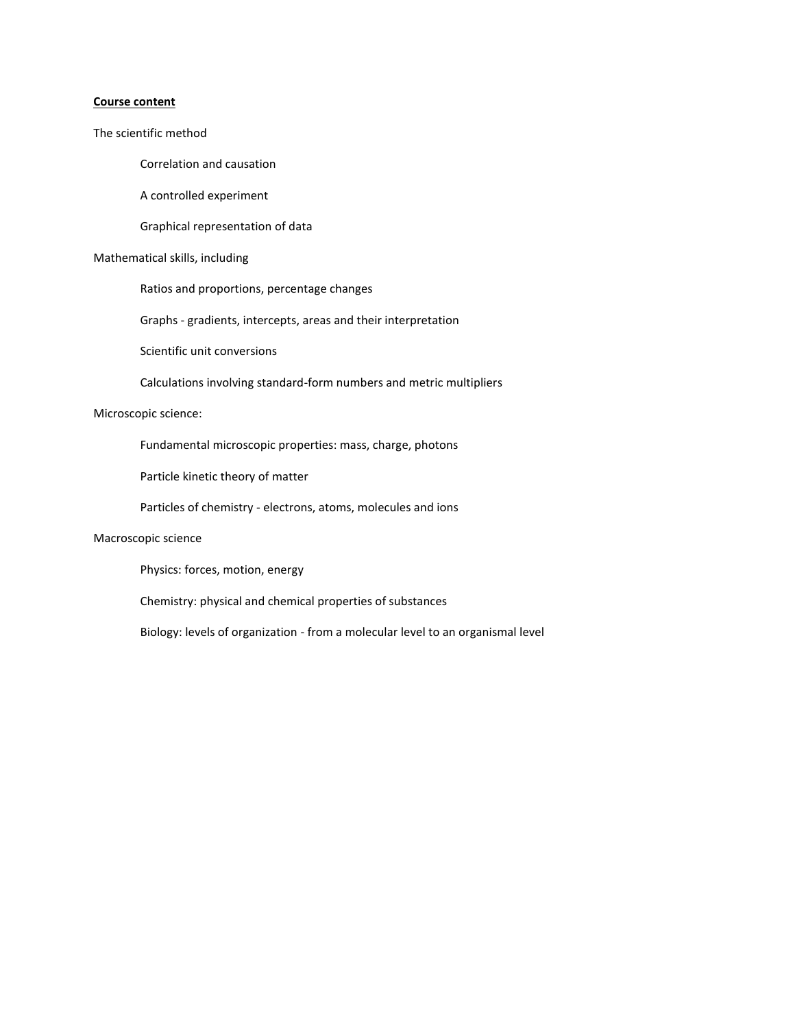**Course content**

The scientific method

- Correlation and causation
- A controlled experiment
- Graphical representation of data

Mathematical skills, including

- Ratios and proportions, percentage changes
- Graphs - gradients, intercepts, areas and their interpretation
- Scientific unit conversions
- Calculations involving standard-form numbers and metric multipliers

Microscopic science:

- Fundamental microscopic properties: mass, charge, photons
- Particle kinetic theory of matter
- Particles of chemistry - electrons, atoms, molecules and ions

Macroscopic science

- Physics: forces, motion, energy
- Chemistry: physical and chemical properties of substances
- Biology: levels of organization - from a molecular level to an organismal level